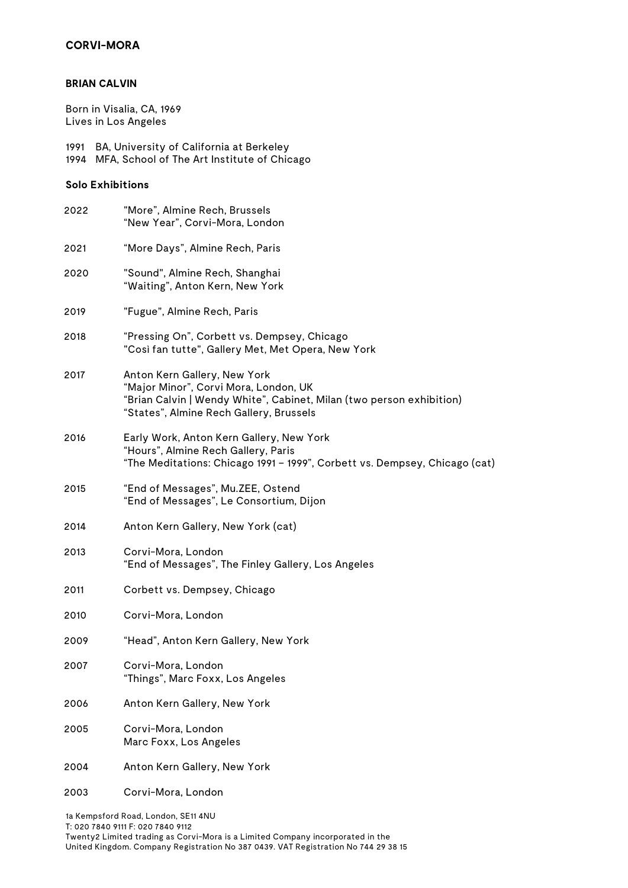**CORVI-MORA**

**BRIAN CALVIN**

Born in Visalia, CA, 1969
Lives in Los Angeles

1991 BA, University of California at Berkeley
1994 MFA, School of The Art Institute of Chicago

**Solo Exhibitions**

2022 "More", Almine Rech, Brussels
"New Year", Corvi-Mora, London

2021 "More Days", Almine Rech, Paris

2020 "Sound", Almine Rech, Shanghai
"Waiting", Anton Kern, New York

2019 "Fugue", Almine Rech, Paris

2018 "Pressing On", Corbett vs. Dempsey, Chicago
"Così fan tutte", Gallery Met, Met Opera, New York

2017 Anton Kern Gallery, New York
"Major Minor", Corvi Mora, London, UK
"Brian Calvin | Wendy White", Cabinet, Milan (two person exhibition)
"States", Almine Rech Gallery, Brussels

2016 Early Work, Anton Kern Gallery, New York
"Hours", Almine Rech Gallery, Paris
"The Meditations: Chicago 1991 – 1999", Corbett vs. Dempsey, Chicago (cat)

2015 "End of Messages", Mu.ZEE, Ostend
"End of Messages", Le Consortium, Dijon

2014 Anton Kern Gallery, New York (cat)

2013 Corvi-Mora, London
"End of Messages", The Finley Gallery, Los Angeles

2011 Corbett vs. Dempsey, Chicago

2010 Corvi-Mora, London

2009 "Head", Anton Kern Gallery, New York

2007 Corvi-Mora, London
"Things", Marc Foxx, Los Angeles

2006 Anton Kern Gallery, New York

2005 Corvi-Mora, London
Marc Foxx, Los Angeles

2004 Anton Kern Gallery, New York

2003 Corvi-Mora, London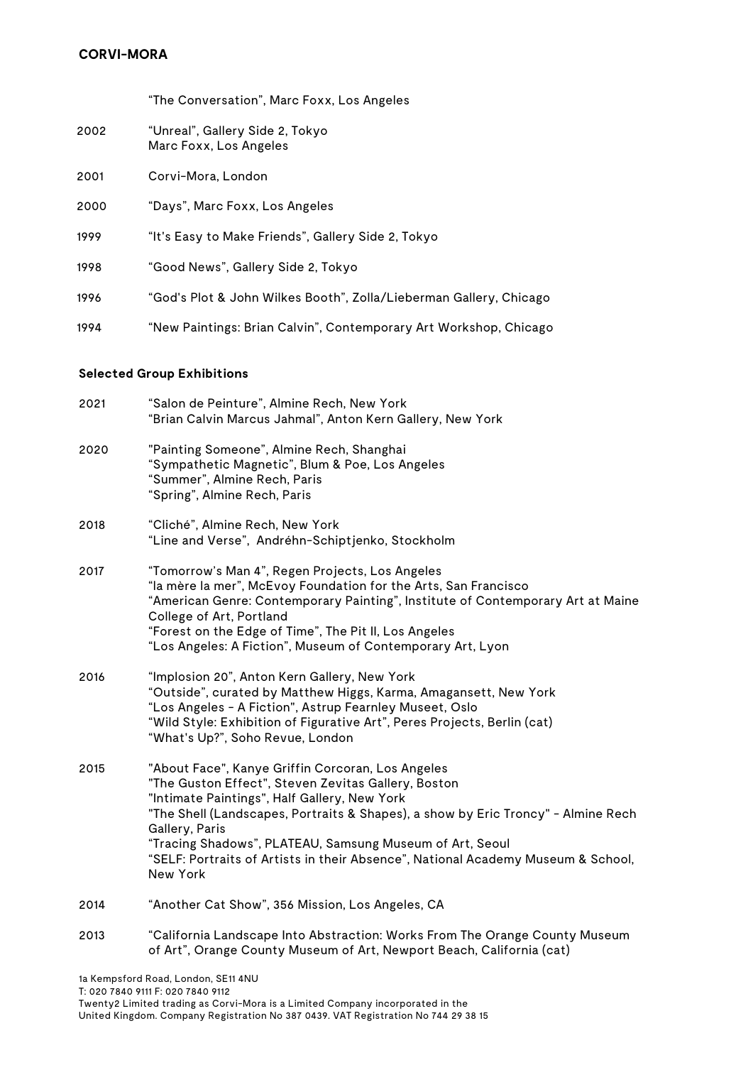| | |
|---|---|
| | "The Conversation", Marc Foxx, Los Angeles |
| 2002 | "Unreal", Gallery Side 2, Tokyo<br>Marc Foxx, Los Angeles |
| 2001 | Corvi-Mora, London |
| 2000 | "Days", Marc Foxx, Los Angeles |
| 1999 | "It's Easy to Make Friends", Gallery Side 2, Tokyo |
| 1998 | "Good News", Gallery Side 2, Tokyo |
| 1996 | "God's Plot & John Wilkes Booth", Zolla/Lieberman Gallery, Chicago |
| 1994 | "New Paintings: Brian Calvin", Contemporary Art Workshop, Chicago |

**Selected Group Exhibitions**

| | |
|---|---|
| 2021 | "Salon de Peinture", Almine Rech, New York<br>"Brian Calvin Marcus Jahmal", Anton Kern Gallery, New York |
| 2020 | "Painting Someone", Almine Rech, Shanghai<br>"Sympathetic Magnetic", Blum & Poe, Los Angeles<br>"Summer", Almine Rech, Paris<br>"Spring", Almine Rech, Paris |
| 2018 | "Cliché", Almine Rech, New York<br>"Line and Verse", Andréhn-Schiptjenko, Stockholm |
| 2017 | "Tomorrow's Man 4", Regen Projects, Los Angeles<br>"la mère la mer", McEvoy Foundation for the Arts, San Francisco<br>"American Genre: Contemporary Painting", Institute of Contemporary Art at Maine College of Art, Portland<br>"Forest on the Edge of Time", The Pit II, Los Angeles<br>"Los Angeles: A Fiction", Museum of Contemporary Art, Lyon |
| 2016 | "Implosion 20", Anton Kern Gallery, New York<br>"Outside", curated by Matthew Higgs, Karma, Amagansett, New York<br>"Los Angeles - A Fiction", Astrup Fearnley Museet, Oslo<br>"Wild Style: Exhibition of Figurative Art", Peres Projects, Berlin (cat)<br>"What's Up?", Soho Revue, London |
| 2015 | "About Face", Kanye Griffin Corcoran, Los Angeles<br>"The Guston Effect", Steven Zevitas Gallery, Boston<br>"Intimate Paintings", Half Gallery, New York<br>"The Shell (Landscapes, Portraits & Shapes), a show by Eric Troncy" - Almine Rech Gallery, Paris<br>"Tracing Shadows", PLATEAU, Samsung Museum of Art, Seoul<br>"SELF: Portraits of Artists in their Absence", National Academy Museum & School, New York |
| 2014 | "Another Cat Show", 356 Mission, Los Angeles, CA |
| 2013 | "California Landscape Into Abstraction: Works From The Orange County Museum of Art", Orange County Museum of Art, Newport Beach, California (cat) |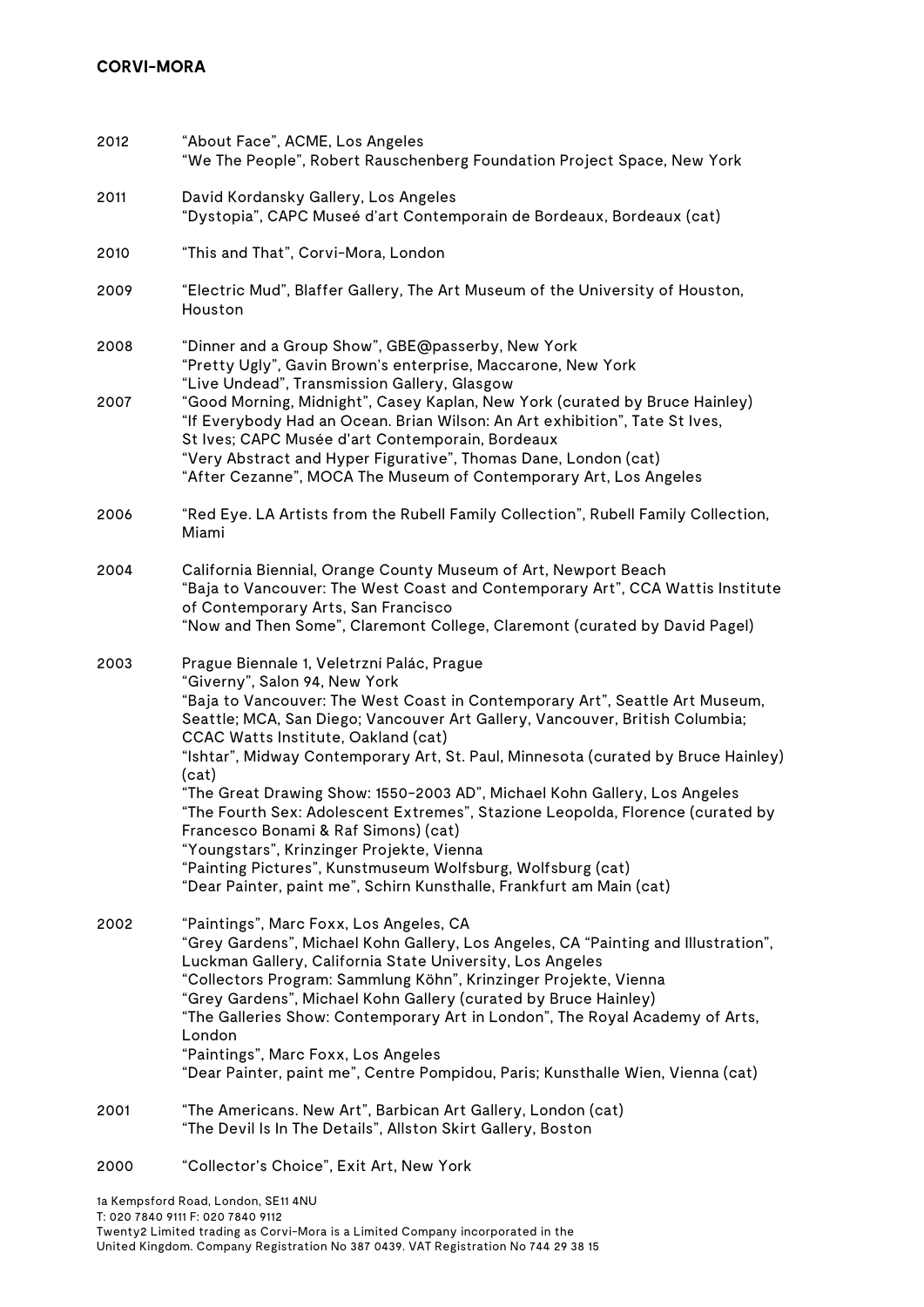2012 “About Face”, ACME, Los Angeles
“We The People”, Robert Rauschenberg Foundation Project Space, New York

2011 David Kordansky Gallery, Los Angeles
“Dystopia”, CAPC Museé d’art Contemporain de Bordeaux, Bordeaux (cat)

2010 “This and That”, Corvi-Mora, London

2009 “Electric Mud”, Blaffer Gallery, The Art Museum of the University of Houston, Houston

2008 “Dinner and a Group Show”, GBE@passerby, New York
“Pretty Ugly”, Gavin Brown’s enterprise, Maccarone, New York
“Live Undead”, Transmission Gallery, Glasgow

2007 “Good Morning, Midnight”, Casey Kaplan, New York (curated by Bruce Hainley)
“If Everybody Had an Ocean. Brian Wilson: An Art exhibition”, Tate St Ives, St Ives; CAPC Musée d'art Contemporain, Bordeaux
“Very Abstract and Hyper Figurative”, Thomas Dane, London (cat)
“After Cezanne”, MOCA The Museum of Contemporary Art, Los Angeles

2006 “Red Eye. LA Artists from the Rubell Family Collection”, Rubell Family Collection, Miami

2004 California Biennial, Orange County Museum of Art, Newport Beach
“Baja to Vancouver: The West Coast and Contemporary Art”, CCA Wattis Institute of Contemporary Arts, San Francisco
“Now and Then Some”, Claremont College, Claremont (curated by David Pagel)

2003 Prague Biennale 1, Veletrzní Palác, Prague
“Giverny”, Salon 94, New York
“Baja to Vancouver: The West Coast in Contemporary Art”, Seattle Art Museum, Seattle; MCA, San Diego; Vancouver Art Gallery, Vancouver, British Columbia; CCAC Watts Institute, Oakland (cat)
“Ishtar”, Midway Contemporary Art, St. Paul, Minnesota (curated by Bruce Hainley) (cat)
“The Great Drawing Show: 1550-2003 AD”, Michael Kohn Gallery, Los Angeles
“The Fourth Sex: Adolescent Extremes”, Stazione Leopolda, Florence (curated by Francesco Bonami & Raf Simons) (cat)
“Youngstars”, Krinzinger Projekte, Vienna
“Painting Pictures”, Kunstmuseum Wolfsburg, Wolfsburg (cat)
“Dear Painter, paint me”, Schirn Kunsthalle, Frankfurt am Main (cat)

2002 “Paintings”, Marc Foxx, Los Angeles, CA
“Grey Gardens”, Michael Kohn Gallery, Los Angeles, CA “Painting and Illustration”, Luckman Gallery, California State University, Los Angeles
“Collectors Program: Sammlung Köhn”, Krinzinger Projekte, Vienna
“Grey Gardens”, Michael Kohn Gallery (curated by Bruce Hainley)
“The Galleries Show: Contemporary Art in London”, The Royal Academy of Arts, London
“Paintings”, Marc Foxx, Los Angeles
“Dear Painter, paint me”, Centre Pompidou, Paris; Kunsthalle Wien, Vienna (cat)

2001 “The Americans. New Art”, Barbican Art Gallery, London (cat)
“The Devil Is In The Details”, Allston Skirt Gallery, Boston

2000 “Collector's Choice”, Exit Art, New York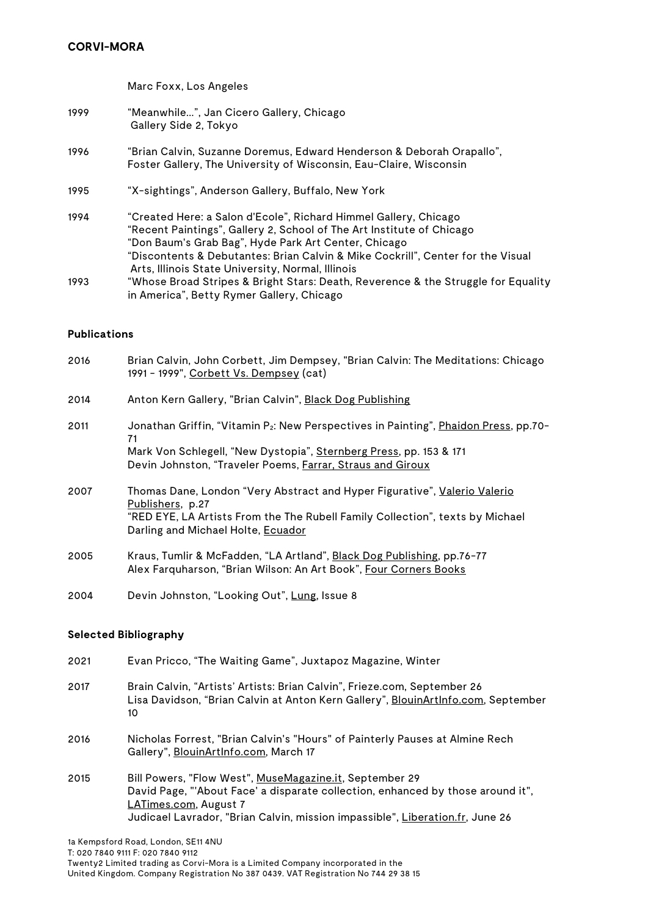Marc Foxx, Los Angeles

1999 "Meanwhile...", Jan Cicero Gallery, Chicago
Gallery Side 2, Tokyo

1996 "Brian Calvin, Suzanne Doremus, Edward Henderson & Deborah Orapallo", Foster Gallery, The University of Wisconsin, Eau-Claire, Wisconsin

1995 "X-sightings", Anderson Gallery, Buffalo, New York

1994 "Created Here: a Salon d'Ecole", Richard Himmel Gallery, Chicago
"Recent Paintings", Gallery 2, School of The Art Institute of Chicago
"Don Baum's Grab Bag", Hyde Park Art Center, Chicago
"Discontents & Debutantes: Brian Calvin & Mike Cockrill", Center for the Visual Arts, Illinois State University, Normal, Illinois

1993 "Whose Broad Stripes & Bright Stars: Death, Reverence & the Struggle for Equality in America", Betty Rymer Gallery, Chicago

**Publications**

2016 Brian Calvin, John Corbett, Jim Dempsey, "Brian Calvin: The Meditations: Chicago 1991 - 1999", Corbett Vs. Dempsey (cat)

2014 Anton Kern Gallery, "Brian Calvin", Black Dog Publishing

2011 Jonathan Griffin, "Vitamin $P_2$: New Perspectives in Painting", Phaidon Press, pp.70-71
Mark Von Schlegell, "New Dystopia", Sternberg Press, pp. 153 & 171
Devin Johnston, "Traveler Poems, Farrar, Straus and Giroux

2007 Thomas Dane, London "Very Abstract and Hyper Figurative", Valerio Valerio Publishers, p.27
"RED EYE, LA Artists From the The Rubell Family Collection", texts by Michael Darling and Michael Holte, Ecuador

2005 Kraus, Tumlir & McFadden, "LA Artland", Black Dog Publishing, pp.76-77
Alex Farquharson, "Brian Wilson: An Art Book", Four Corners Books

2004 Devin Johnston, "Looking Out", Lung, Issue 8

**Selected Bibliography**

2021 Evan Pricco, "The Waiting Game", Juxtapoz Magazine, Winter

2017 Brain Calvin, "Artists' Artists: Brian Calvin", Frieze.com, September 26
Lisa Davidson, "Brian Calvin at Anton Kern Gallery", BlouinArtInfo.com, September 10

2016 Nicholas Forrest, "Brian Calvin's "Hours" of Painterly Pauses at Almine Rech Gallery", BlouinArtInfo.com, March 17

2015 Bill Powers, "Flow West", MuseMagazine.it, September 29
David Page, "'About Face' a disparate collection, enhanced by those around it", LATimes.com, August 7
Judicael Lavrador, "Brian Calvin, mission impassible", Liberation.fr, June 26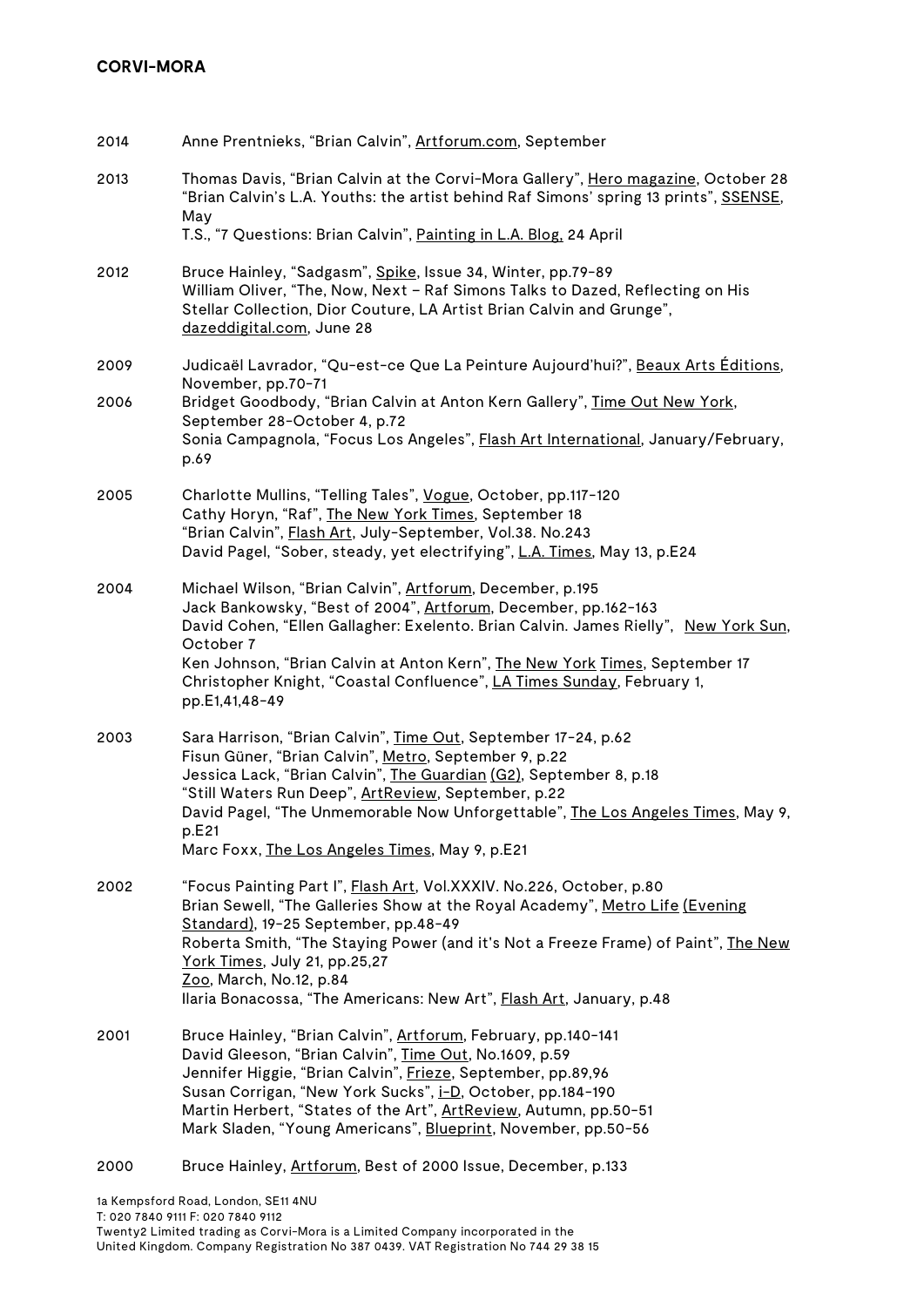2014 Anne Prentnieks, “Brian Calvin”, Artforum.com, September

2013 Thomas Davis, “Brian Calvin at the Corvi-Mora Gallery”, Hero magazine, October 28
“Brian Calvin's L.A. Youths: the artist behind Raf Simons' spring 13 prints”, SSENSE, May
T.S., “7 Questions: Brian Calvin”, Painting in L.A. Blog, 24 April

2012 Bruce Hainley, “Sadgasm”, Spike, Issue 34, Winter, pp.79-89
William Oliver, “The, Now, Next – Raf Simons Talks to Dazed, Reflecting on His Stellar Collection, Dior Couture, LA Artist Brian Calvin and Grunge”, dazeddigital.com, June 28

2009 Judicaël Lavrador, “Qu-est-ce Que La Peinture Aujourd'hui?”, Beaux Arts Éditions, November, pp.70-71

2006 Bridget Goodbody, “Brian Calvin at Anton Kern Gallery”, Time Out New York, September 28-October 4, p.72
Sonia Campagnola, “Focus Los Angeles”, Flash Art International, January/February, p.69

2005 Charlotte Mullins, “Telling Tales”, Vogue, October, pp.117-120
Cathy Horyn, “Raf”, The New York Times, September 18
“Brian Calvin”, Flash Art, July-September, Vol.38. No.243
David Pagel, “Sober, steady, yet electrifying”, L.A. Times, May 13, p.E24

2004 Michael Wilson, “Brian Calvin”, Artforum, December, p.195
Jack Bankowsky, “Best of 2004”, Artforum, December, pp.162-163
David Cohen, “Ellen Gallagher: Exelento. Brian Calvin. James Rielly”, New York Sun, October 7
Ken Johnson, “Brian Calvin at Anton Kern”, The New York Times, September 17
Christopher Knight, “Coastal Confluence”, LA Times Sunday, February 1, pp.E1,41,48-49

2003 Sara Harrison, “Brian Calvin”, Time Out, September 17-24, p.62
Fisun Güner, “Brian Calvin”, Metro, September 9, p.22
Jessica Lack, “Brian Calvin”, The Guardian (G2), September 8, p.18
“Still Waters Run Deep”, ArtReview, September, p.22
David Pagel, “The Unmemorable Now Unforgettable”, The Los Angeles Times, May 9, p.E21
Marc Foxx, The Los Angeles Times, May 9, p.E21

2002 “Focus Painting Part I”, Flash Art, Vol.XXXIV. No.226, October, p.80
Brian Sewell, “The Galleries Show at the Royal Academy”, Metro Life (Evening Standard), 19-25 September, pp.48-49
Roberta Smith, “The Staying Power (and it's Not a Freeze Frame) of Paint”, The New York Times, July 21, pp.25,27
Zoo, March, No.12, p.84
Ilaria Bonacossa, “The Americans: New Art”, Flash Art, January, p.48

2001 Bruce Hainley, “Brian Calvin”, Artforum, February, pp.140-141
David Gleeson, “Brian Calvin”, Time Out, No.1609, p.59
Jennifer Higgie, “Brian Calvin”, Frieze, September, pp.89,96
Susan Corrigan, “New York Sucks”, i-D, October, pp.184-190
Martin Herbert, “States of the Art”, ArtReview, Autumn, pp.50-51
Mark Sladen, “Young Americans”, Blueprint, November, pp.50-56

2000 Bruce Hainley, Artforum, Best of 2000 Issue, December, p.133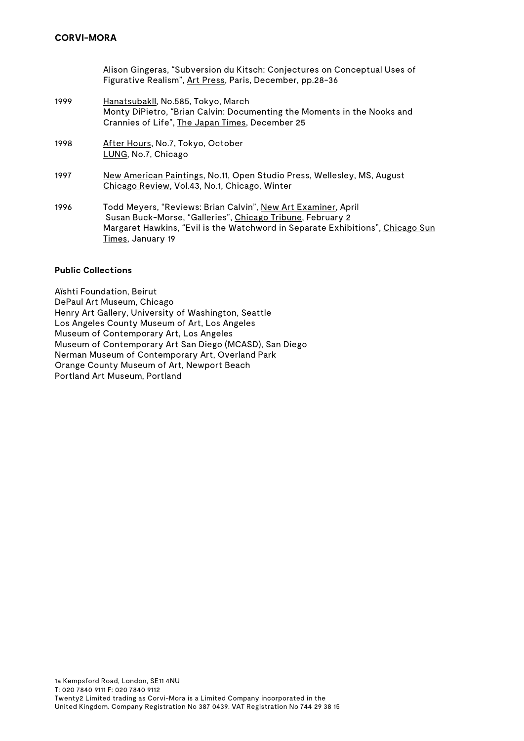Alison Gingeras, "Subversion du Kitsch: Conjectures on Conceptual Uses of Figurative Realism", Art Press, Paris, December, pp.28-36

1999 Hanatsubakll, No.585, Tokyo, March
Monty DiPietro, "Brian Calvin: Documenting the Moments in the Nooks and Crannies of Life", The Japan Times, December 25

1998 After Hours, No.7, Tokyo, October
LUNG, No.7, Chicago

1997 New American Paintings, No.11, Open Studio Press, Wellesley, MS, August
Chicago Review, Vol.43, No.1, Chicago, Winter

1996 Todd Meyers, "Reviews: Brian Calvin", New Art Examiner, April
Susan Buck-Morse, "Galleries", Chicago Tribune, February 2
Margaret Hawkins, "Evil is the Watchword in Separate Exhibitions", Chicago Sun Times, January 19

**Public Collections**

Aïshti Foundation, Beirut
DePaul Art Museum, Chicago
Henry Art Gallery, University of Washington, Seattle
Los Angeles County Museum of Art, Los Angeles
Museum of Contemporary Art, Los Angeles
Museum of Contemporary Art San Diego (MCASD), San Diego
Nerman Museum of Contemporary Art, Overland Park
Orange County Museum of Art, Newport Beach
Portland Art Museum, Portland